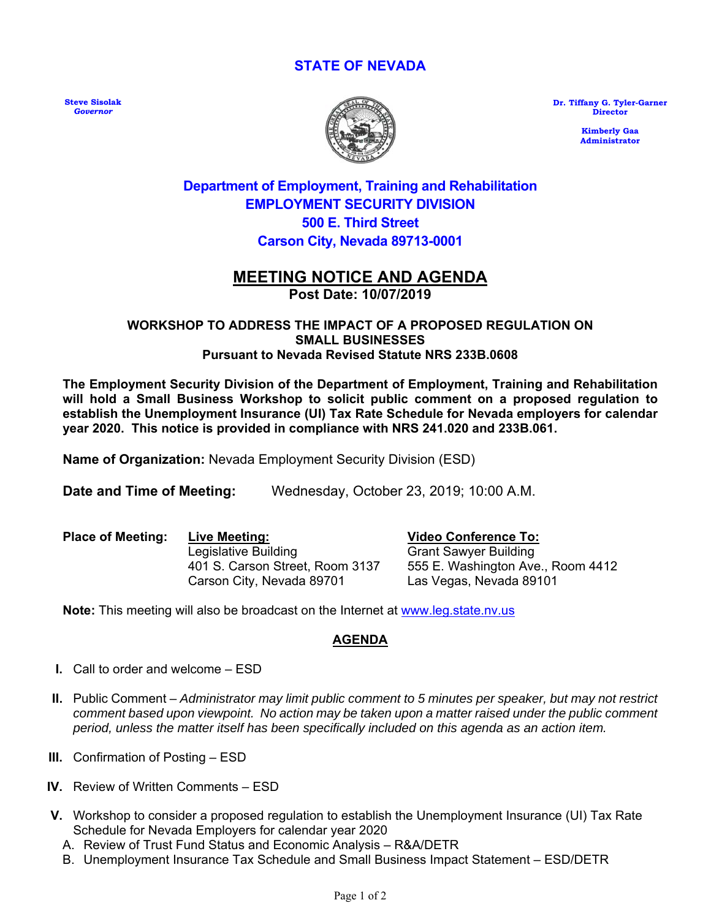# STATE OF NEVADA

**Steve Sisolak**
*Governor*

**Dr. Tiffany G. Tyler-Garner**
**Director**

**Kimberly Gaa**
**Administrator**

## Department of Employment, Training and Rehabilitation
## EMPLOYMENT SECURITY DIVISION
## 500 E. Third Street
## Carson City, Nevada 89713-0001

# MEETING NOTICE AND AGENDA

**Post Date: 10/07/2019**

### WORKSHOP TO ADDRESS THE IMPACT OF A PROPOSED REGULATION ON SMALL BUSINESSES
### Pursuant to Nevada Revised Statute NRS 233B.0608

**The Employment Security Division of the Department of Employment, Training and Rehabilitation will hold a Small Business Workshop to solicit public comment on a proposed regulation to establish the Unemployment Insurance (UI) Tax Rate Schedule for Nevada employers for calendar year 2020. This notice is provided in compliance with NRS 241.020 and 233B.061.**

**Name of Organization:** Nevada Employment Security Division (ESD)

**Date and Time of Meeting:** Wednesday, October 23, 2019; 10:00 A.M.

**Place of Meeting:**

| Live Meeting: | Video Conference To: |
|---|---|
| Legislative Building | Grant Sawyer Building |
| 401 S. Carson Street, Room 3137 | 555 E. Washington Ave., Room 4412 |
| Carson City, Nevada 89701 | Las Vegas, Nevada 89101 |

**Note:** This meeting will also be broadcast on the Internet at www.leg.state.nv.us

## AGENDA

**I.** Call to order and welcome – ESD

**II.** Public Comment – *Administrator may limit public comment to 5 minutes per speaker, but may not restrict comment based upon viewpoint. No action may be taken upon a matter raised under the public comment period, unless the matter itself has been specifically included on this agenda as an action item.*

**III.** Confirmation of Posting – ESD

**IV.** Review of Written Comments – ESD

**V.** Workshop to consider a proposed regulation to establish the Unemployment Insurance (UI) Tax Rate Schedule for Nevada Employers for calendar year 2020

A. Review of Trust Fund Status and Economic Analysis – R&A/DETR

B. Unemployment Insurance Tax Schedule and Small Business Impact Statement – ESD/DETR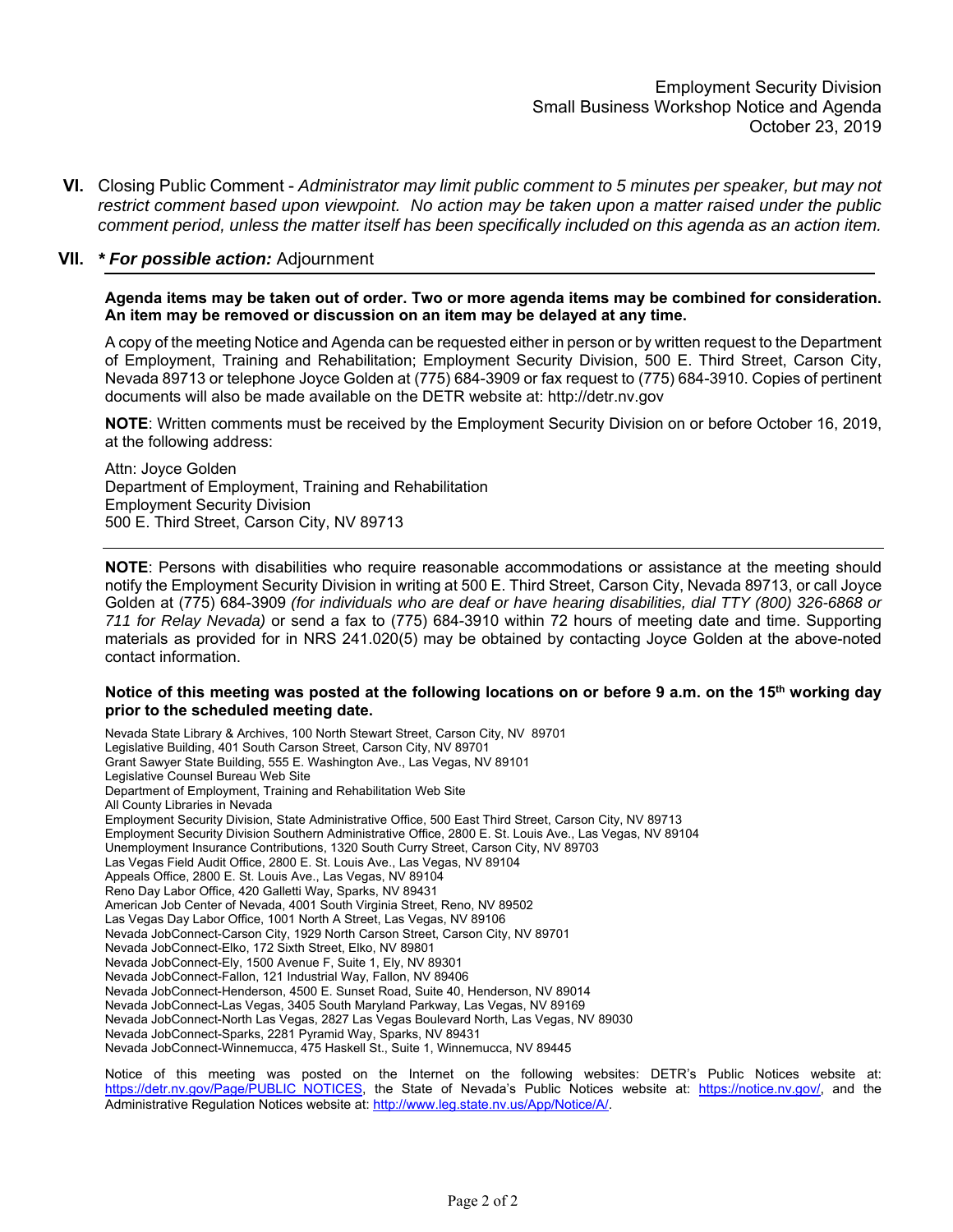**VI.** Closing Public Comment - *Administrator may limit public comment to 5 minutes per speaker, but may not restrict comment based upon viewpoint. No action may be taken upon a matter raised under the public comment period, unless the matter itself has been specifically included on this agenda as an action item.*

**VII.** ***\* For possible action:*** Adjournment

---

**Agenda items may be taken out of order. Two or more agenda items may be combined for consideration. An item may be removed or discussion on an item may be delayed at any time.**

A copy of the meeting Notice and Agenda can be requested either in person or by written request to the Department of Employment, Training and Rehabilitation; Employment Security Division, 500 E. Third Street, Carson City, Nevada 89713 or telephone Joyce Golden at (775) 684-3909 or fax request to (775) 684-3910. Copies of pertinent documents will also be made available on the DETR website at: http://detr.nv.gov

**NOTE**: Written comments must be received by the Employment Security Division on or before October 16, 2019, at the following address:

Attn: Joyce Golden
Department of Employment, Training and Rehabilitation
Employment Security Division
500 E. Third Street, Carson City, NV 89713

---

**NOTE**: Persons with disabilities who require reasonable accommodations or assistance at the meeting should notify the Employment Security Division in writing at 500 E. Third Street, Carson City, Nevada 89713, or call Joyce Golden at (775) 684-3909 *(for individuals who are deaf or have hearing disabilities, dial TTY (800) 326-6868 or 711 for Relay Nevada)* or send a fax to (775) 684-3910 within 72 hours of meeting date and time. Supporting materials as provided for in NRS 241.020(5) may be obtained by contacting Joyce Golden at the above-noted contact information.

**Notice of this meeting was posted at the following locations on or before 9 a.m. on the 15th working day prior to the scheduled meeting date.**

Nevada State Library & Archives, 100 North Stewart Street, Carson City, NV 89701
Legislative Building, 401 South Carson Street, Carson City, NV 89701
Grant Sawyer State Building, 555 E. Washington Ave., Las Vegas, NV 89101
Legislative Counsel Bureau Web Site
Department of Employment, Training and Rehabilitation Web Site
All County Libraries in Nevada
Employment Security Division, State Administrative Office, 500 East Third Street, Carson City, NV 89713
Employment Security Division Southern Administrative Office, 2800 E. St. Louis Ave., Las Vegas, NV 89104
Unemployment Insurance Contributions, 1320 South Curry Street, Carson City, NV 89703
Las Vegas Field Audit Office, 2800 E. St. Louis Ave., Las Vegas, NV 89104
Appeals Office, 2800 E. St. Louis Ave., Las Vegas, NV 89104
Reno Day Labor Office, 420 Galletti Way, Sparks, NV 89431
American Job Center of Nevada, 4001 South Virginia Street, Reno, NV 89502
Las Vegas Day Labor Office, 1001 North A Street, Las Vegas, NV 89106
Nevada JobConnect-Carson City, 1929 North Carson Street, Carson City, NV 89701
Nevada JobConnect-Elko, 172 Sixth Street, Elko, NV 89801
Nevada JobConnect-Ely, 1500 Avenue F, Suite 1, Ely, NV 89301
Nevada JobConnect-Fallon, 121 Industrial Way, Fallon, NV 89406
Nevada JobConnect-Henderson, 4500 E. Sunset Road, Suite 40, Henderson, NV 89014
Nevada JobConnect-Las Vegas, 3405 South Maryland Parkway, Las Vegas, NV 89169
Nevada JobConnect-North Las Vegas, 2827 Las Vegas Boulevard North, Las Vegas, NV 89030
Nevada JobConnect-Sparks, 2281 Pyramid Way, Sparks, NV 89431
Nevada JobConnect-Winnemucca, 475 Haskell St., Suite 1, Winnemucca, NV 89445

Notice of this meeting was posted on the Internet on the following websites: DETR's Public Notices website at: https://detr.nv.gov/Page/PUBLIC_NOTICES, the State of Nevada's Public Notices website at: https://notice.nv.gov/, and the Administrative Regulation Notices website at: http://www.leg.state.nv.us/App/Notice/A/.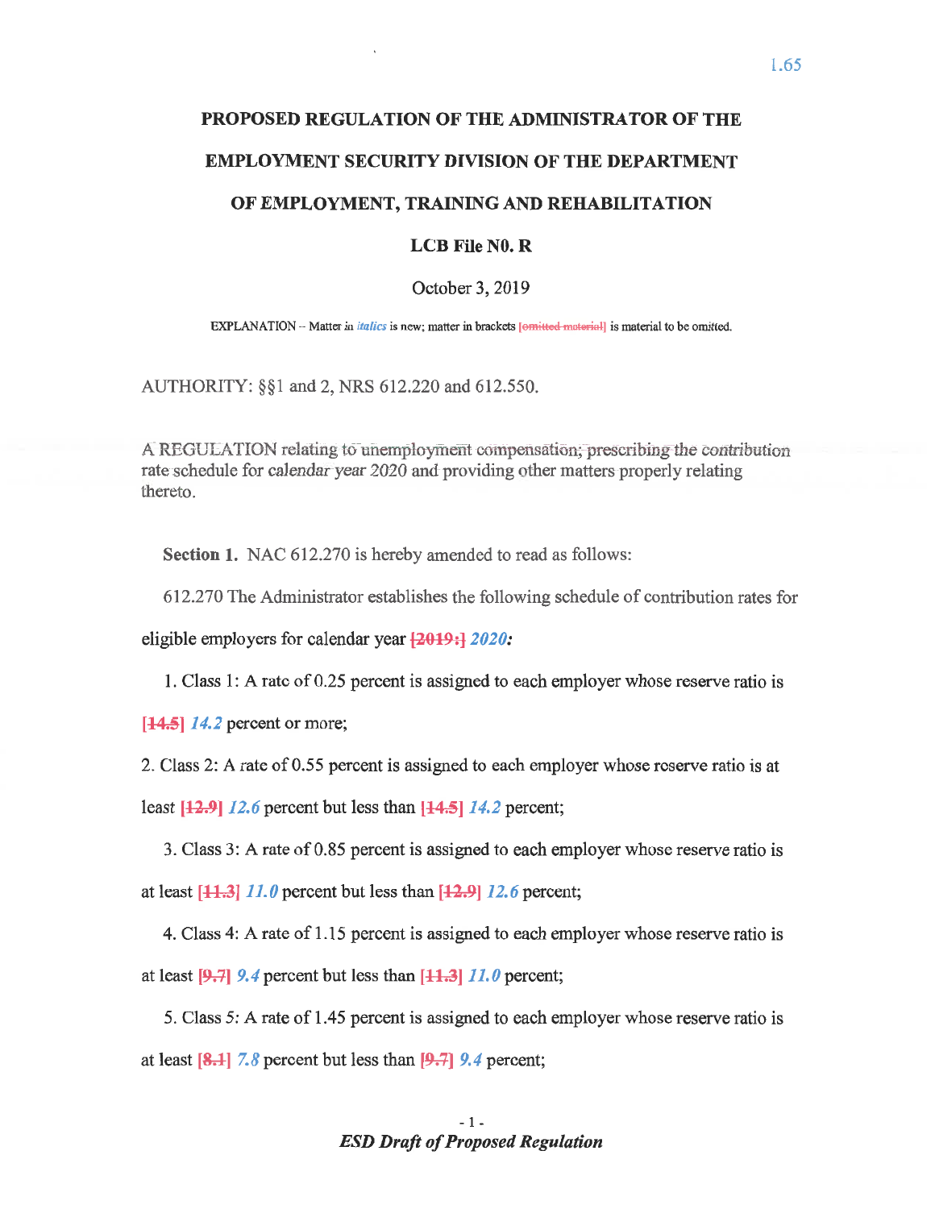# PROPOSED REGULATION OF THE ADMINISTRATOR OF THE EMPLOYMENT SECURITY DIVISION OF THE DEPARTMENT OF EMPLOYMENT, TRAINING AND REHABILITATION

**LCB File N0. R**

October 3, 2019

EXPLANATION – Matter in *italics* is new; matter in brackets [~~omitted material~~] is material to be omitted.

AUTHORITY: §§1 and 2, NRS 612.220 and 612.550.

A REGULATION relating to unemployment compensation; prescribing the contribution rate schedule for calendar year 2020 and providing other matters properly relating thereto.

**Section 1.** NAC 612.270 is hereby amended to read as follows:

612.270 The Administrator establishes the following schedule of contribution rates for eligible employers for calendar year [~~2019:~~] *2020:*

1. Class 1: A rate of 0.25 percent is assigned to each employer whose reserve ratio is [~~14.5~~] *14.2* percent or more;

2. Class 2: A rate of 0.55 percent is assigned to each employer whose reserve ratio is at least [~~12.9~~] *12.6* percent but less than [~~14.5~~] *14.2* percent;

3. Class 3: A rate of 0.85 percent is assigned to each employer whose reserve ratio is at least [~~11.3~~] *11.0* percent but less than [~~12.9~~] *12.6* percent;

4. Class 4: A rate of 1.15 percent is assigned to each employer whose reserve ratio is at least [~~9.7~~] *9.4* percent but less than [~~11.3~~] *11.0* percent;

5. Class 5: A rate of 1.45 percent is assigned to each employer whose reserve ratio is at least [~~8.1~~] *7.8* percent but less than [~~9.7~~] *9.4* percent;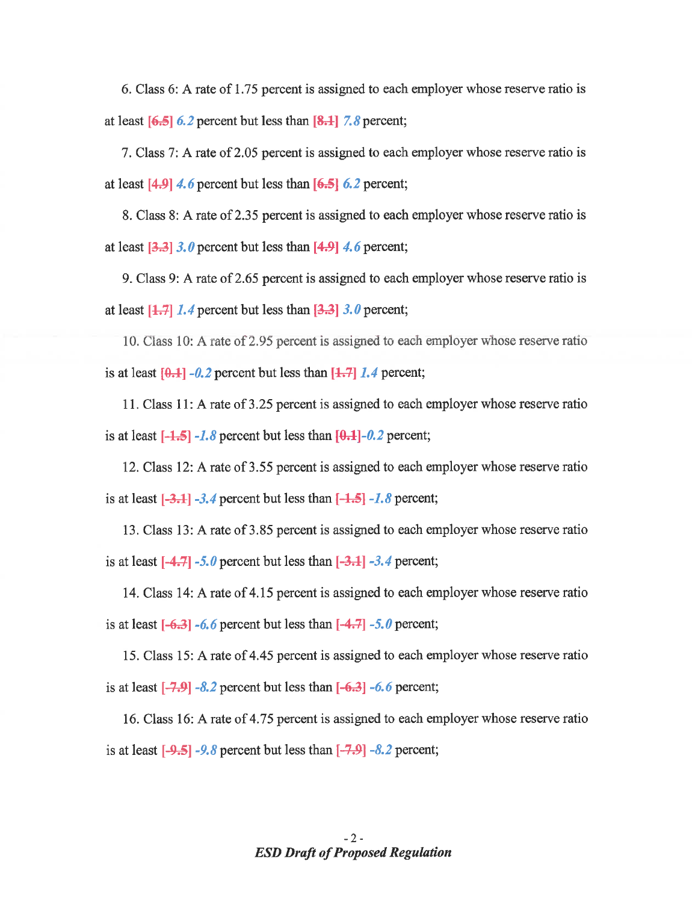6. Class 6: A rate of 1.75 percent is assigned to each employer whose reserve ratio is at least [~~6.5~~] *6.2* percent but less than [~~8.1~~] *7.8* percent;

7. Class 7: A rate of 2.05 percent is assigned to each employer whose reserve ratio is at least [~~4.9~~] *4.6* percent but less than [~~6.5~~] *6.2* percent;

8. Class 8: A rate of 2.35 percent is assigned to each employer whose reserve ratio is at least [~~3.3~~] *3.0* percent but less than [~~4.9~~] *4.6* percent;

9. Class 9: A rate of 2.65 percent is assigned to each employer whose reserve ratio is at least [~~1.7~~] *1.4* percent but less than [~~3.3~~] *3.0* percent;

10. Class 10: A rate of 2.95 percent is assigned to each employer whose reserve ratio is at least [~~0.1~~] *-0.2* percent but less than [~~1.7~~] *1.4* percent;

11. Class 11: A rate of 3.25 percent is assigned to each employer whose reserve ratio is at least [~~-1.5~~] *-1.8* percent but less than [~~0.1~~]*-0.2* percent;

12. Class 12: A rate of 3.55 percent is assigned to each employer whose reserve ratio is at least [~~-3.1~~] *-3.4* percent but less than [~~-1.5~~] *-1.8* percent;

13. Class 13: A rate of 3.85 percent is assigned to each employer whose reserve ratio is at least [~~-4.7~~] *-5.0* percent but less than [~~-3.1~~] *-3.4* percent;

14. Class 14: A rate of 4.15 percent is assigned to each employer whose reserve ratio is at least [~~-6.3~~] *-6.6* percent but less than [~~-4.7~~] *-5.0* percent;

15. Class 15: A rate of 4.45 percent is assigned to each employer whose reserve ratio is at least [~~-7.9~~] *-8.2* percent but less than [~~-6.3~~] *-6.6* percent;

16. Class 16: A rate of 4.75 percent is assigned to each employer whose reserve ratio is at least [~~-9.5~~] *-9.8* percent but less than [~~-7.9~~] *-8.2* percent;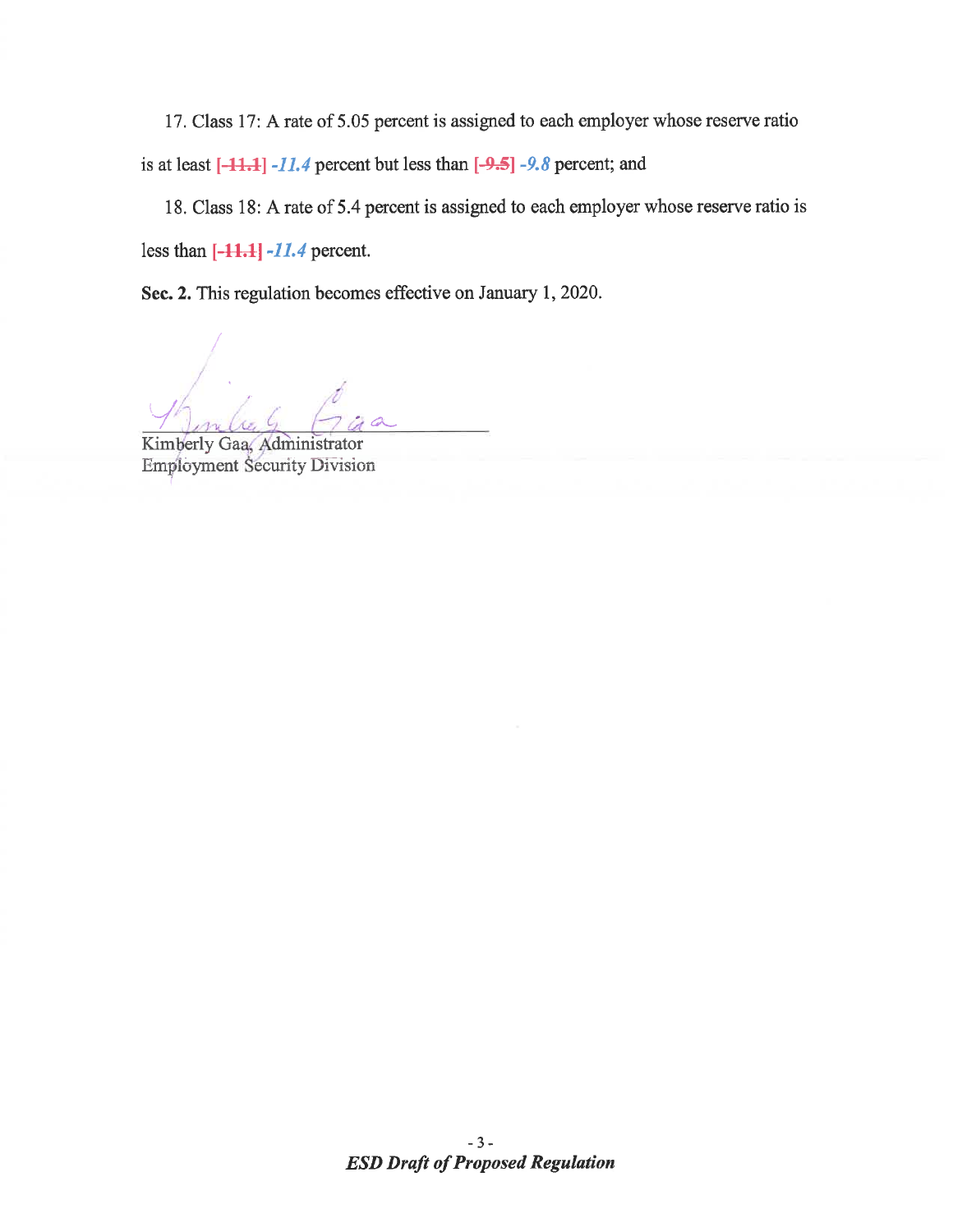17. Class 17: A rate of 5.05 percent is assigned to each employer whose reserve ratio is at least [~~-11.1~~] *-11.4* percent but less than [~~-9.5~~] *-9.8* percent; and

18. Class 18: A rate of 5.4 percent is assigned to each employer whose reserve ratio is less than [~~-11.1~~] *-11.4* percent.

**Sec. 2.** This regulation becomes effective on January 1, 2020.

Kimberly Gaa, Administrator
Employment Security Division

***ESD Draft of Proposed Regulation***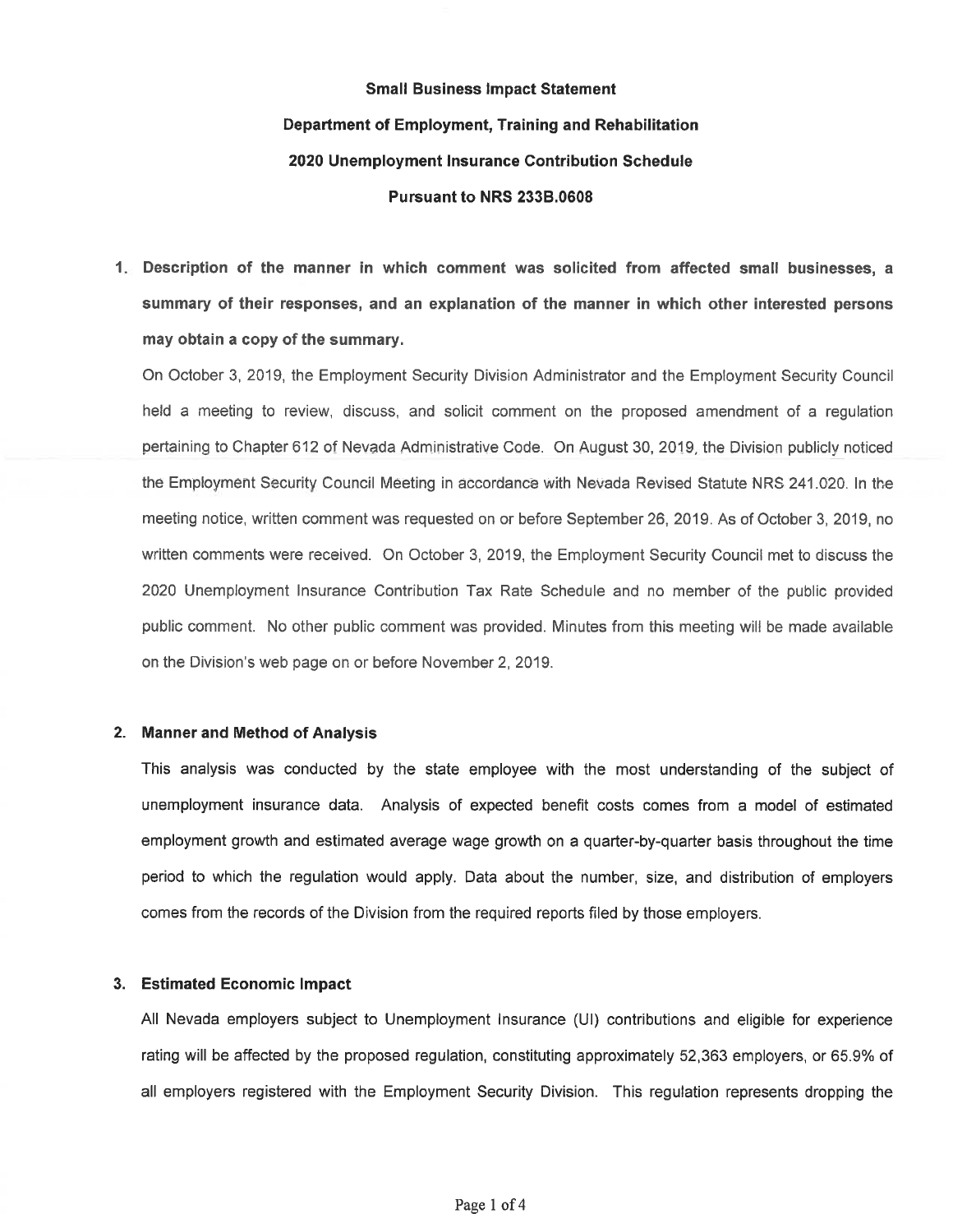**Small Business Impact Statement**

**Department of Employment, Training and Rehabilitation**

**2020 Unemployment Insurance Contribution Schedule**

**Pursuant to NRS 233B.0608**

1. **Description of the manner in which comment was solicited from affected small businesses, a summary of their responses, and an explanation of the manner in which other interested persons may obtain a copy of the summary.**

   On October 3, 2019, the Employment Security Division Administrator and the Employment Security Council held a meeting to review, discuss, and solicit comment on the proposed amendment of a regulation pertaining to Chapter 612 of Nevada Administrative Code. On August 30, 2019, the Division publicly noticed the Employment Security Council Meeting in accordance with Nevada Revised Statute NRS 241.020. In the meeting notice, written comment was requested on or before September 26, 2019. As of October 3, 2019, no written comments were received. On October 3, 2019, the Employment Security Council met to discuss the 2020 Unemployment Insurance Contribution Tax Rate Schedule and no member of the public provided public comment. No other public comment was provided. Minutes from this meeting will be made available on the Division's web page on or before November 2, 2019.

2. **Manner and Method of Analysis**

   This analysis was conducted by the state employee with the most understanding of the subject of unemployment insurance data. Analysis of expected benefit costs comes from a model of estimated employment growth and estimated average wage growth on a quarter-by-quarter basis throughout the time period to which the regulation would apply. Data about the number, size, and distribution of employers comes from the records of the Division from the required reports filed by those employers.

3. **Estimated Economic Impact**

   All Nevada employers subject to Unemployment Insurance (UI) contributions and eligible for experience rating will be affected by the proposed regulation, constituting approximately 52,363 employers, or 65.9% of all employers registered with the Employment Security Division. This regulation represents dropping the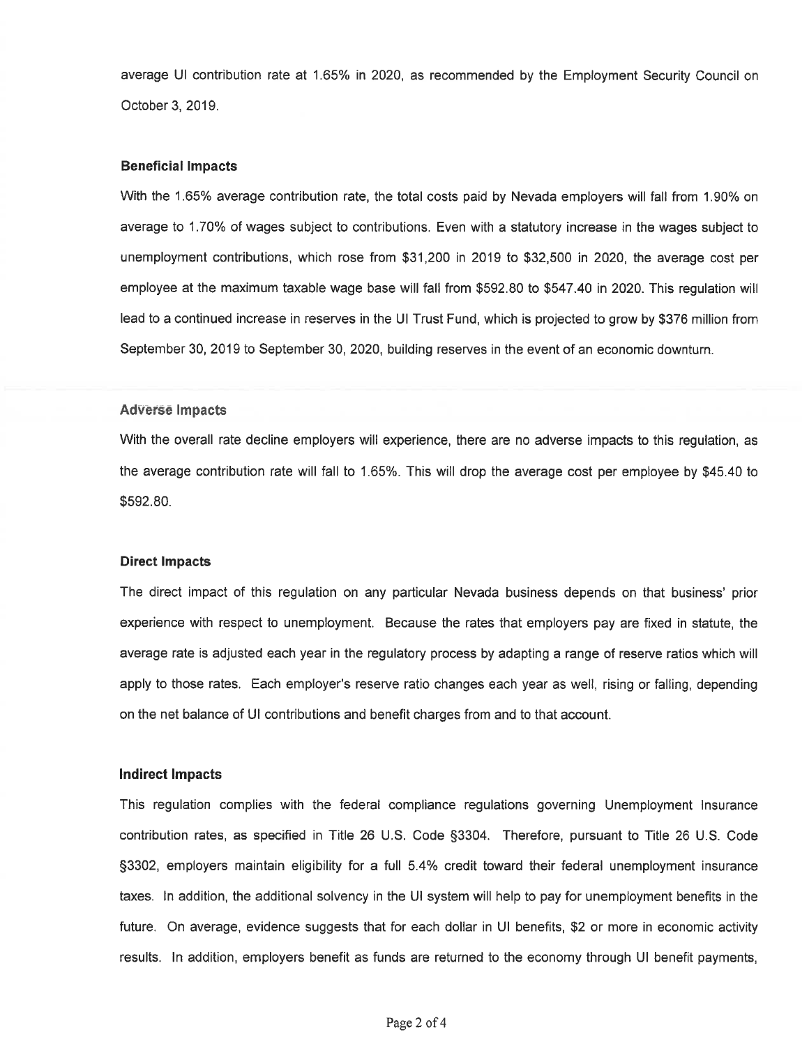average UI contribution rate at 1.65% in 2020, as recommended by the Employment Security Council on October 3, 2019.

**Beneficial Impacts**

With the 1.65% average contribution rate, the total costs paid by Nevada employers will fall from 1.90% on average to 1.70% of wages subject to contributions. Even with a statutory increase in the wages subject to unemployment contributions, which rose from $31,200 in 2019 to $32,500 in 2020, the average cost per employee at the maximum taxable wage base will fall from $592.80 to $547.40 in 2020. This regulation will lead to a continued increase in reserves in the UI Trust Fund, which is projected to grow by $376 million from September 30, 2019 to September 30, 2020, building reserves in the event of an economic downturn.

**Adverse Impacts**

With the overall rate decline employers will experience, there are no adverse impacts to this regulation, as the average contribution rate will fall to 1.65%. This will drop the average cost per employee by $45.40 to $592.80.

**Direct Impacts**

The direct impact of this regulation on any particular Nevada business depends on that business' prior experience with respect to unemployment. Because the rates that employers pay are fixed in statute, the average rate is adjusted each year in the regulatory process by adapting a range of reserve ratios which will apply to those rates. Each employer's reserve ratio changes each year as well, rising or falling, depending on the net balance of UI contributions and benefit charges from and to that account.

**Indirect Impacts**

This regulation complies with the federal compliance regulations governing Unemployment Insurance contribution rates, as specified in Title 26 U.S. Code §3304. Therefore, pursuant to Title 26 U.S. Code §3302, employers maintain eligibility for a full 5.4% credit toward their federal unemployment insurance taxes. In addition, the additional solvency in the UI system will help to pay for unemployment benefits in the future. On average, evidence suggests that for each dollar in UI benefits, $2 or more in economic activity results. In addition, employers benefit as funds are returned to the economy through UI benefit payments,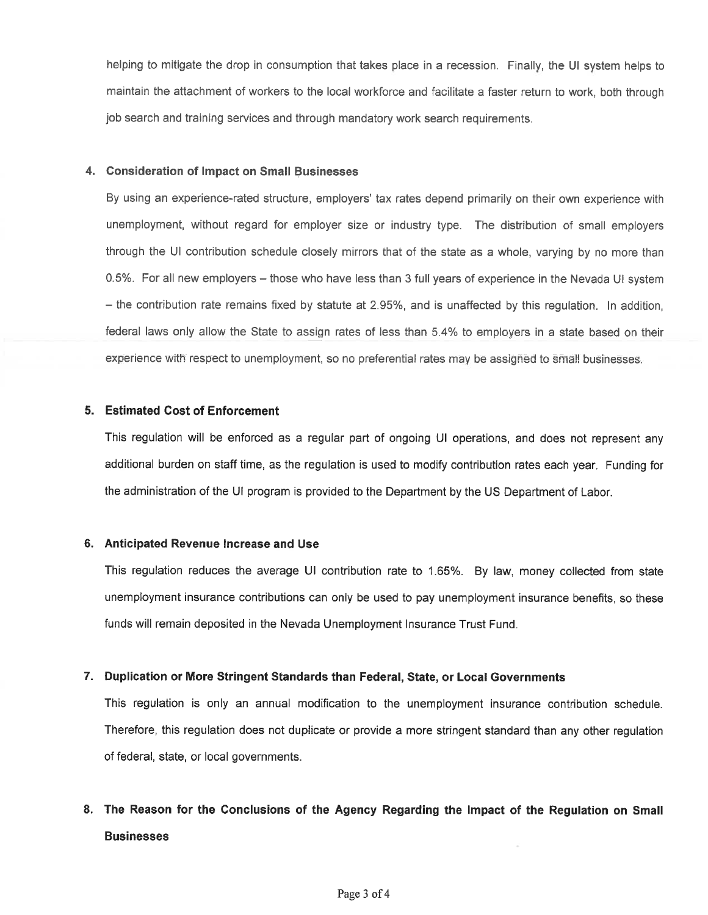helping to mitigate the drop in consumption that takes place in a recession. Finally, the UI system helps to maintain the attachment of workers to the local workforce and facilitate a faster return to work, both through job search and training services and through mandatory work search requirements.

## 4. Consideration of Impact on Small Businesses

By using an experience-rated structure, employers' tax rates depend primarily on their own experience with unemployment, without regard for employer size or industry type. The distribution of small employers through the UI contribution schedule closely mirrors that of the state as a whole, varying by no more than 0.5%. For all new employers – those who have less than 3 full years of experience in the Nevada UI system – the contribution rate remains fixed by statute at 2.95%, and is unaffected by this regulation. In addition, federal laws only allow the State to assign rates of less than 5.4% to employers in a state based on their experience with respect to unemployment, so no preferential rates may be assigned to small businesses.

## 5. Estimated Cost of Enforcement

This regulation will be enforced as a regular part of ongoing UI operations, and does not represent any additional burden on staff time, as the regulation is used to modify contribution rates each year. Funding for the administration of the UI program is provided to the Department by the US Department of Labor.

## 6. Anticipated Revenue Increase and Use

This regulation reduces the average UI contribution rate to 1.65%. By law, money collected from state unemployment insurance contributions can only be used to pay unemployment insurance benefits, so these funds will remain deposited in the Nevada Unemployment Insurance Trust Fund.

## 7. Duplication or More Stringent Standards than Federal, State, or Local Governments

This regulation is only an annual modification to the unemployment insurance contribution schedule. Therefore, this regulation does not duplicate or provide a more stringent standard than any other regulation of federal, state, or local governments.

## 8. The Reason for the Conclusions of the Agency Regarding the Impact of the Regulation on Small Businesses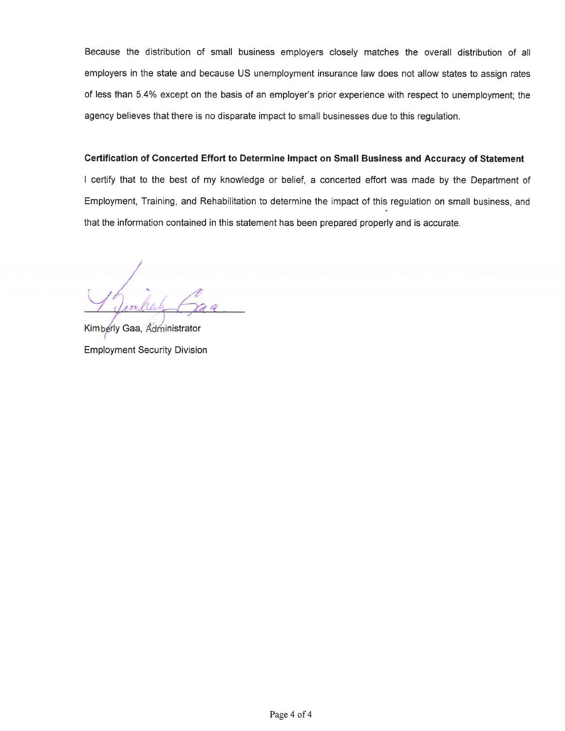Because the distribution of small business employers closely matches the overall distribution of all employers in the state and because US unemployment insurance law does not allow states to assign rates of less than 5.4% except on the basis of an employer's prior experience with respect to unemployment; the agency believes that there is no disparate impact to small businesses due to this regulation.

**Certification of Concerted Effort to Determine Impact on Small Business and Accuracy of Statement**

I certify that to the best of my knowledge or belief, a concerted effort was made by the Department of Employment, Training, and Rehabilitation to determine the impact of this regulation on small business, and that the information contained in this statement has been prepared properly and is accurate.

Kimberly Gaa, Administrator

Employment Security Division